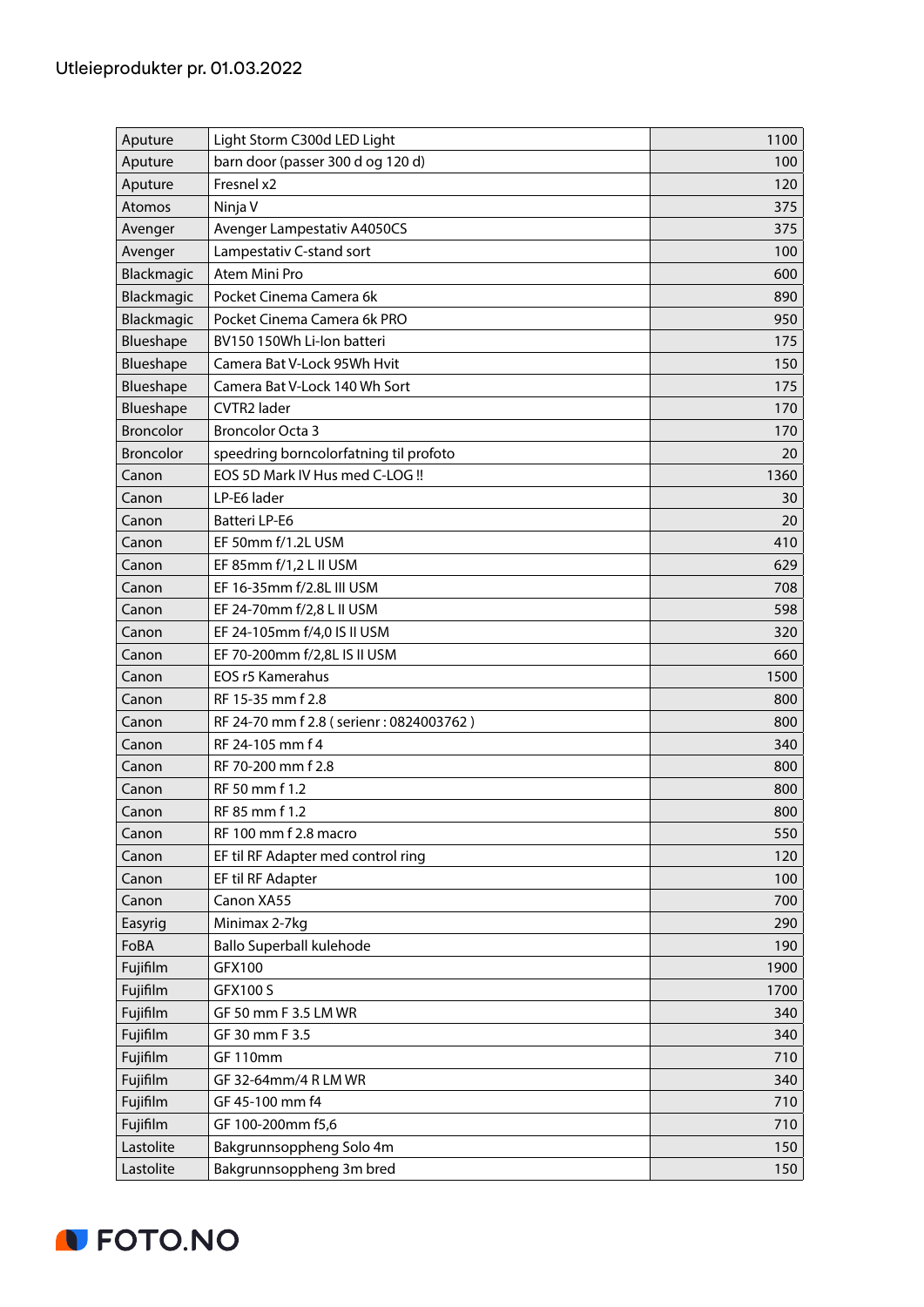Utleieprodukter pr. 01.03.2022

| | | |
|---|---|---|
| Aputure | Light Storm C300d LED Light | 1100 |
| Aputure | barn door (passer 300 d og 120 d) | 100 |
| Aputure | Fresnel x2 | 120 |
| Atomos | Ninja V | 375 |
| Avenger | Avenger Lampestativ A4050CS | 375 |
| Avenger | Lampestativ C-stand sort | 100 |
| Blackmagic | Atem Mini Pro | 600 |
| Blackmagic | Pocket Cinema Camera 6k | 890 |
| Blackmagic | Pocket Cinema Camera 6k PRO | 950 |
| Blueshape | BV150 150Wh Li-Ion batteri | 175 |
| Blueshape | Camera Bat V-Lock 95Wh Hvit | 150 |
| Blueshape | Camera Bat V-Lock 140 Wh Sort | 175 |
| Blueshape | CVTR2 lader | 170 |
| Broncolor | Broncolor Octa 3 | 170 |
| Broncolor | speedring borncolorfatning til profoto | 20 |
| Canon | EOS 5D Mark IV Hus med C-LOG !! | 1360 |
| Canon | LP-E6 lader | 30 |
| Canon | Batteri LP-E6 | 20 |
| Canon | EF 50mm f/1.2L USM | 410 |
| Canon | EF 85mm f/1,2 L II USM | 629 |
| Canon | EF 16-35mm f/2.8L III USM | 708 |
| Canon | EF 24-70mm f/2,8 L II USM | 598 |
| Canon | EF 24-105mm f/4,0 IS II USM | 320 |
| Canon | EF 70-200mm f/2,8L IS II USM | 660 |
| Canon | EOS r5 Kamerahus | 1500 |
| Canon | RF 15-35 mm f 2.8 | 800 |
| Canon | RF 24-70 mm f 2.8 ( serienr : 0824003762 ) | 800 |
| Canon | RF 24-105 mm f 4 | 340 |
| Canon | RF 70-200 mm f 2.8 | 800 |
| Canon | RF 50 mm f 1.2 | 800 |
| Canon | RF 85 mm f 1.2 | 800 |
| Canon | RF 100 mm f 2.8 macro | 550 |
| Canon | EF til RF Adapter med control ring | 120 |
| Canon | EF til RF Adapter | 100 |
| Canon | Canon XA55 | 700 |
| Easyrig | Minimax 2-7kg | 290 |
| FoBA | Ballo Superball kulehode | 190 |
| Fujifilm | GFX100 | 1900 |
| Fujifilm | GFX100 S | 1700 |
| Fujifilm | GF 50 mm F 3.5 LM WR | 340 |
| Fujifilm | GF 30 mm F 3.5 | 340 |
| Fujifilm | GF 110mm | 710 |
| Fujifilm | GF 32-64mm/4 R LM WR | 340 |
| Fujifilm | GF 45-100 mm f4 | 710 |
| Fujifilm | GF 100-200mm f5,6 | 710 |
| Lastolite | Bakgrunnsoppheng Solo 4m | 150 |
| Lastolite | Bakgrunnsoppheng 3m bred | 150 |

FOTO.NO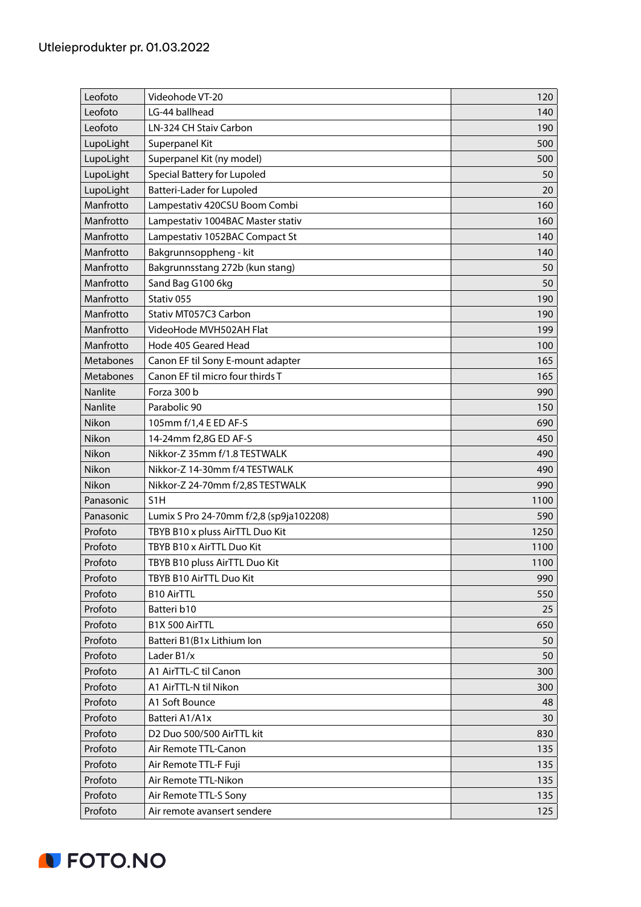Utleieprodukter pr. 01.03.2022

| Leofoto | Videohode VT-20 | 120 |
|---|---|---|
| Leofoto | LG-44 ballhead | 140 |
| Leofoto | LN-324 CH Staiv Carbon | 190 |
| LupoLight | Superpanel Kit | 500 |
| LupoLight | Superpanel Kit (ny model) | 500 |
| LupoLight | Special Battery for Lupoled | 50 |
| LupoLight | Batteri-Lader for Lupoled | 20 |
| Manfrotto | Lampestativ 420CSU Boom Combi | 160 |
| Manfrotto | Lampestativ 1004BAC Master stativ | 160 |
| Manfrotto | Lampestativ 1052BAC Compact St | 140 |
| Manfrotto | Bakgrunnsoppheng - kit | 140 |
| Manfrotto | Bakgrunnsstang 272b (kun stang) | 50 |
| Manfrotto | Sand Bag G100 6kg | 50 |
| Manfrotto | Stativ 055 | 190 |
| Manfrotto | Stativ MT057C3 Carbon | 190 |
| Manfrotto | VideoHode MVH502AH Flat | 199 |
| Manfrotto | Hode 405 Geared Head | 100 |
| Metabones | Canon EF til Sony E-mount adapter | 165 |
| Metabones | Canon EF til micro four thirds T | 165 |
| Nanlite | Forza 300 b | 990 |
| Nanlite | Parabolic 90 | 150 |
| Nikon | 105mm f/1,4 E ED AF-S | 690 |
| Nikon | 14-24mm f2,8G ED AF-S | 450 |
| Nikon | Nikkor-Z 35mm f/1.8 TESTWALK | 490 |
| Nikon | Nikkor-Z 14-30mm f/4 TESTWALK | 490 |
| Nikon | Nikkor-Z 24-70mm f/2,8S TESTWALK | 990 |
| Panasonic | S1H | 1100 |
| Panasonic | Lumix S Pro 24-70mm f/2,8 (sp9ja102208) | 590 |
| Profoto | TBYB B10 x pluss AirTTL Duo Kit | 1250 |
| Profoto | TBYB B10 x AirTTL Duo Kit | 1100 |
| Profoto | TBYB B10 pluss AirTTL Duo Kit | 1100 |
| Profoto | TBYB B10 AirTTL Duo Kit | 990 |
| Profoto | B10 AirTTL | 550 |
| Profoto | Batteri b10 | 25 |
| Profoto | B1X 500 AirTTL | 650 |
| Profoto | Batteri B1(B1x Lithium Ion | 50 |
| Profoto | Lader B1/x | 50 |
| Profoto | A1 AirTTL-C til Canon | 300 |
| Profoto | A1 AirTTL-N til Nikon | 300 |
| Profoto | A1 Soft Bounce | 48 |
| Profoto | Batteri A1/A1x | 30 |
| Profoto | D2 Duo 500/500 AirTTL kit | 830 |
| Profoto | Air Remote TTL-Canon | 135 |
| Profoto | Air Remote TTL-F Fuji | 135 |
| Profoto | Air Remote TTL-Nikon | 135 |
| Profoto | Air Remote TTL-S Sony | 135 |
| Profoto | Air remote avansert sendere | 125 |

FOTO.NO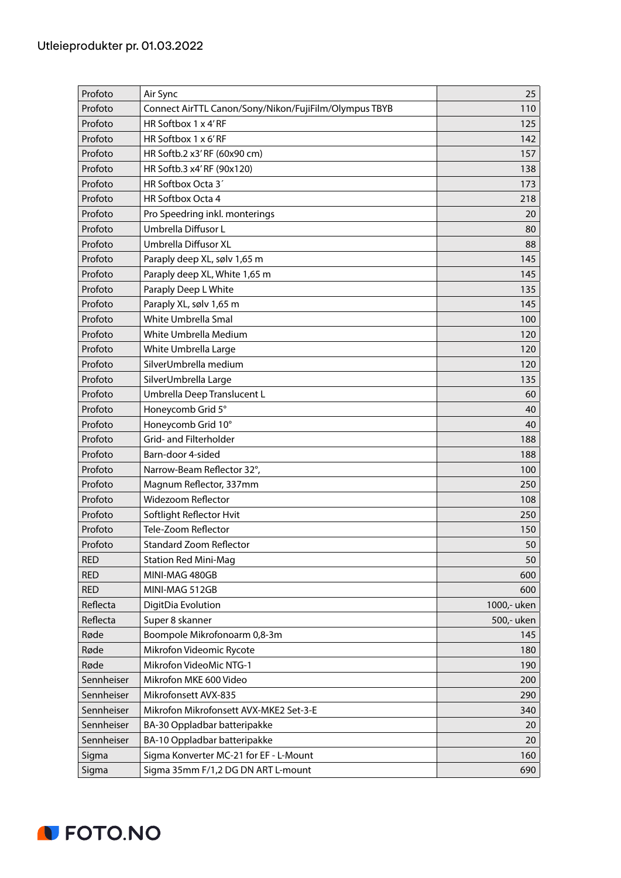Utleieprodukter pr. 01.03.2022

| | | |
|---|---|---|
| Profoto | Air Sync | 25 |
| Profoto | Connect AirTTL Canon/Sony/Nikon/FujiFilm/Olympus TBYB | 110 |
| Profoto | HR Softbox 1 x 4' RF | 125 |
| Profoto | HR Softbox 1 x 6' RF | 142 |
| Profoto | HR Softb.2 x3' RF (60x90 cm) | 157 |
| Profoto | HR Softb.3 x4' RF (90x120) | 138 |
| Profoto | HR Softbox Octa 3´ | 173 |
| Profoto | HR Softbox Octa 4 | 218 |
| Profoto | Pro Speedring inkl. monterings | 20 |
| Profoto | Umbrella Diffusor L | 80 |
| Profoto | Umbrella Diffusor XL | 88 |
| Profoto | Paraply deep XL, sølv 1,65 m | 145 |
| Profoto | Paraply deep XL, White 1,65 m | 145 |
| Profoto | Paraply Deep L White | 135 |
| Profoto | Paraply XL, sølv 1,65 m | 145 |
| Profoto | White Umbrella Smal | 100 |
| Profoto | White Umbrella Medium | 120 |
| Profoto | White Umbrella Large | 120 |
| Profoto | SilverUmbrella medium | 120 |
| Profoto | SilverUmbrella Large | 135 |
| Profoto | Umbrella Deep Translucent L | 60 |
| Profoto | Honeycomb Grid 5° | 40 |
| Profoto | Honeycomb Grid 10° | 40 |
| Profoto | Grid- and Filterholder | 188 |
| Profoto | Barn-door 4-sided | 188 |
| Profoto | Narrow-Beam Reflector 32°, | 100 |
| Profoto | Magnum Reflector, 337mm | 250 |
| Profoto | Widezoom Reflector | 108 |
| Profoto | Softlight Reflector Hvit | 250 |
| Profoto | Tele-Zoom Reflector | 150 |
| Profoto | Standard Zoom Reflector | 50 |
| RED | Station Red Mini-Mag | 50 |
| RED | MINI-MAG 480GB | 600 |
| RED | MINI-MAG 512GB | 600 |
| Reflecta | DigitDia Evolution | 1000,- uken |
| Reflecta | Super 8 skanner | 500,- uken |
| Røde | Boompole Mikrofonoarm 0,8-3m | 145 |
| Røde | Mikrofon Videomic Rycote | 180 |
| Røde | Mikrofon VideoMic NTG-1 | 190 |
| Sennheiser | Mikrofon MKE 600 Video | 200 |
| Sennheiser | Mikrofonsett AVX-835 | 290 |
| Sennheiser | Mikrofon Mikrofonsett AVX-MKE2 Set-3-E | 340 |
| Sennheiser | BA-30 Oppladbar batteripakke | 20 |
| Sennheiser | BA-10 Oppladbar batteripakke | 20 |
| Sigma | Sigma Konverter MC-21 for EF - L-Mount | 160 |
| Sigma | Sigma 35mm F/1,2 DG DN ART L-mount | 690 |

FOTO.NO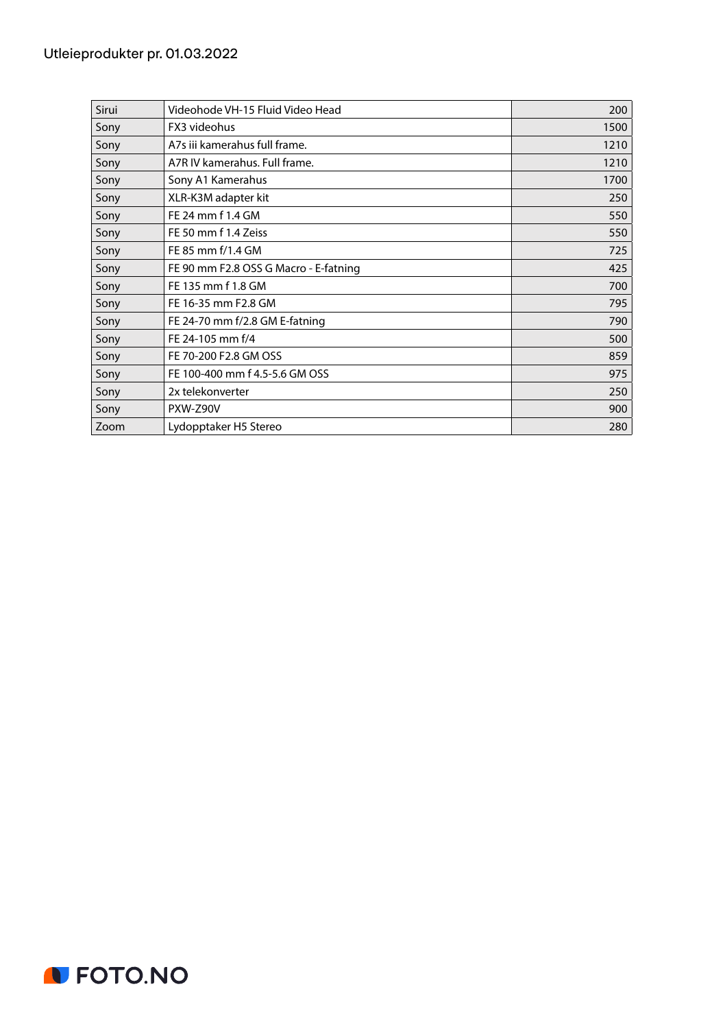Utleieprodukter pr. 01.03.2022

| | | |
|---|---|---|
| Sirui | Videohode VH-15 Fluid Video Head | 200 |
| Sony | FX3 videohus | 1500 |
| Sony | A7s iii kamerahus full frame. | 1210 |
| Sony | A7R IV kamerahus. Full frame. | 1210 |
| Sony | Sony A1 Kamerahus | 1700 |
| Sony | XLR-K3M adapter kit | 250 |
| Sony | FE 24 mm f 1.4 GM | 550 |
| Sony | FE 50 mm f 1.4 Zeiss | 550 |
| Sony | FE 85 mm f/1.4 GM | 725 |
| Sony | FE 90 mm F2.8 OSS G Macro - E-fatning | 425 |
| Sony | FE 135 mm f 1.8 GM | 700 |
| Sony | FE 16-35 mm F2.8 GM | 795 |
| Sony | FE 24-70 mm f/2.8 GM E-fatning | 790 |
| Sony | FE 24-105 mm f/4 | 500 |
| Sony | FE 70-200 F2.8 GM OSS | 859 |
| Sony | FE 100-400 mm f 4.5-5.6 GM OSS | 975 |
| Sony | 2x telekonverter | 250 |
| Sony | PXW-Z90V | 900 |
| Zoom | Lydopptaker H5 Stereo | 280 |

FOTO.NO